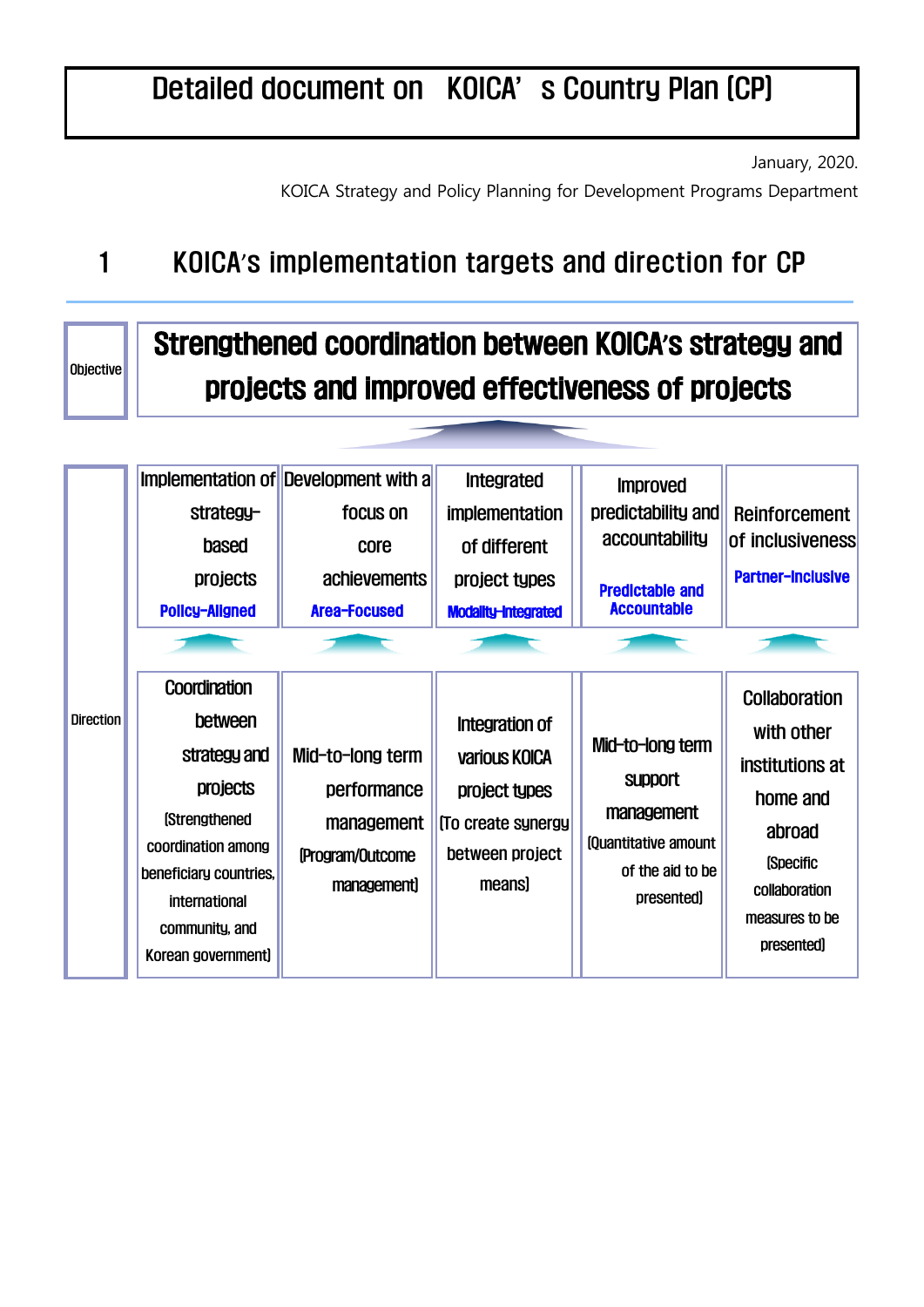# Detailed document on KOICA's Country Plan (CP)

January, 2020.

KOICA Strategy and Policy Planning for Development Programs Department

## 1 KOICA's implementation targets and direction for CP

| Objective | Strengthened coordination between KOICA's strategy and projects and improved effectiveness of projects | | | | |
|---|---|---|---|---|---|
| Direction | Implementation of strategy-based projects **Policy-Aligned** | Development with a focus on core achievements **Area-Focused** | Integrated implementation of different project types **Modality-Integrated** | Improved predictability and accountability **Predictable and Accountable** | Reinforcement of inclusiveness **Partner-Inclusive** |
| | Coordination between strategy and projects (Strengthened coordination among beneficiary countries, international community, and Korean government) | Mid-to-long term performance management (Program/Outcome management) | Integration of various KOICA project types (To create synergy between project means) | Mid-to-long term support management (Quantitative amount of the aid to be presented) | Collaboration with other institutions at home and abroad (Specific collaboration measures to be presented) |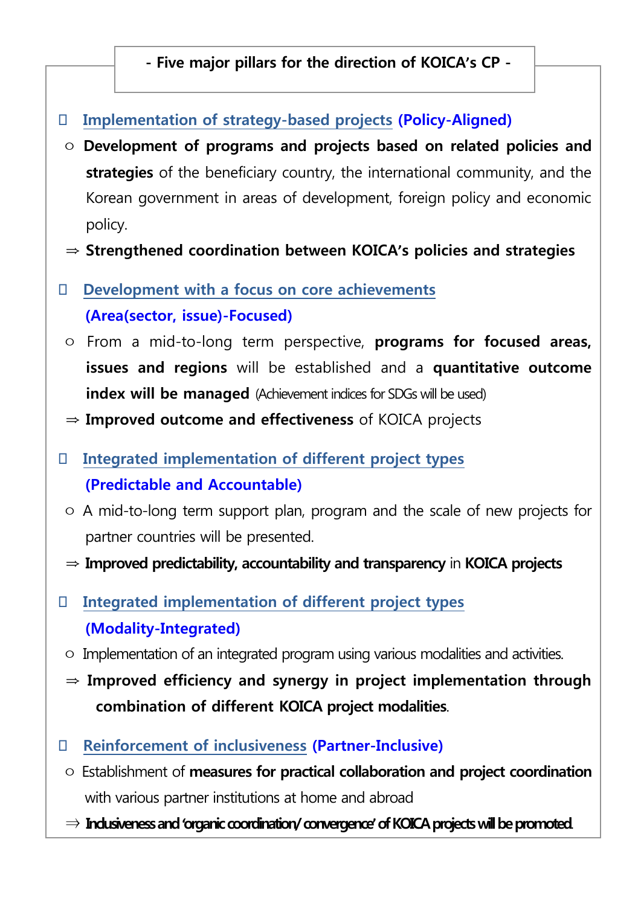## - Five major pillars for the direction of KOICA's CP -

□ **Implementation of strategy-based projects (Policy-Aligned)**

○ **Development of programs and projects based on related policies and strategies** of the beneficiary country, the international community, and the Korean government in areas of development, foreign policy and economic policy.

⇒ **Strengthened coordination between KOICA's policies and strategies**

□ **Development with a focus on core achievements (Area(sector, issue)-Focused)**

○ From a mid-to-long term perspective, **programs for focused areas, issues and regions** will be established and a **quantitative outcome index will be managed** (Achievement indices for SDGs will be used)

⇒ **Improved outcome and effectiveness** of KOICA projects

□ **Integrated implementation of different project types (Predictable and Accountable)**

○ A mid-to-long term support plan, program and the scale of new projects for partner countries will be presented.

⇒ **Improved predictability, accountability and transparency** in **KOICA projects**

□ **Integrated implementation of different project types (Modality-Integrated)**

○ Implementation of an integrated program using various modalities and activities.

⇒ **Improved efficiency and synergy in project implementation through combination of different KOICA project modalities**.

□ **Reinforcement of inclusiveness (Partner-Inclusive)**

○ Establishment of **measures for practical collaboration and project coordination** with various partner institutions at home and abroad

⇒ **Inclusiveness and 'organic coordination/ convergence' of KOICA projects will be promoted.**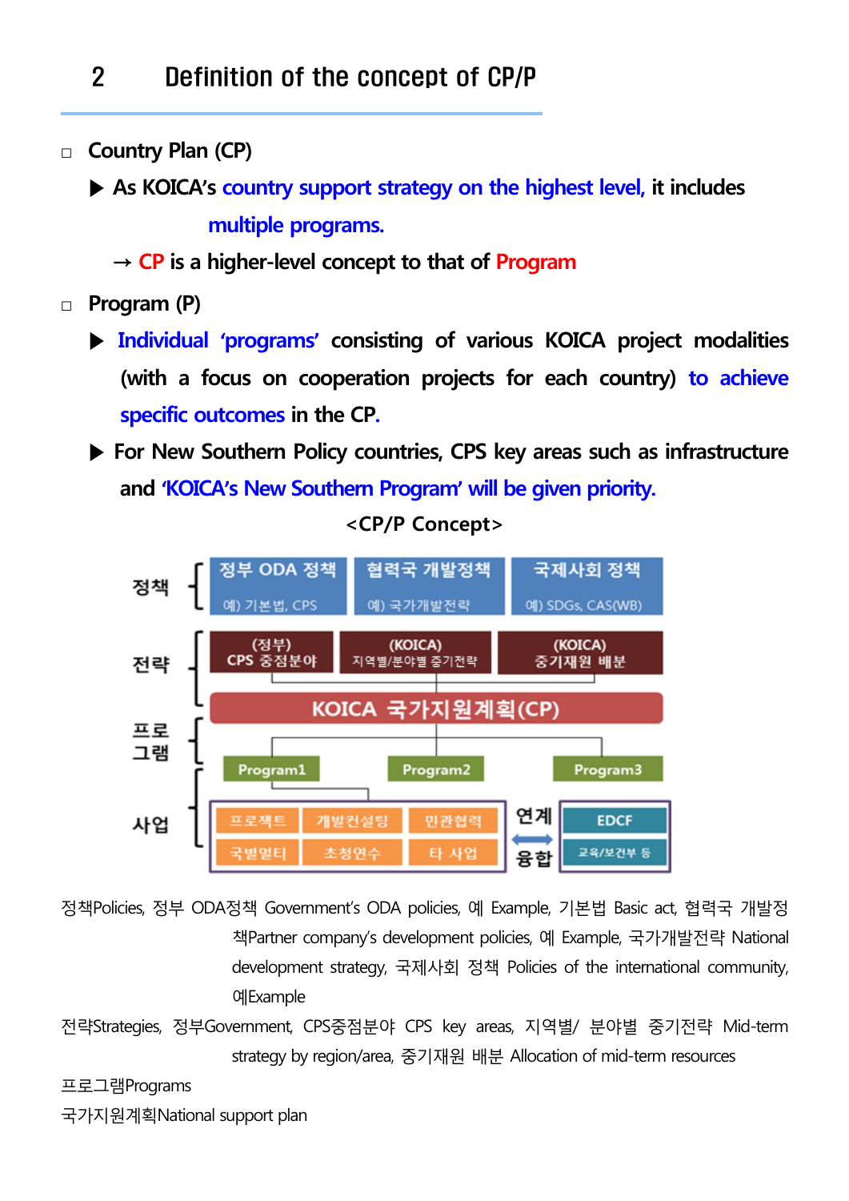## 2 Definition of the concept of CP/P

□ Country Plan (CP)

▶ As KOICA's country support strategy on the highest level, it includes multiple programs.

→ CP is a higher-level concept to that of Program

□ Program (P)

▶ Individual 'programs' consisting of various KOICA project modalities (with a focus on cooperation projects for each country) to achieve specific outcomes in the CP.

▶ For New Southern Policy countries, CPS key areas such as infrastructure and 'KOICA's New Southern Program' will be given priority.

<CP/P Concept>

정책

- 정부 ODA 정책 (예) 기본법, CPS)
- 협력국 개발정책 (예) 국가개발전략)
- 국제사회 정책 (예) SDGs, CAS(WB))

전략

- (정부) CPS 중점분야
- (KOICA) 지역별/분야별 중기전략
- (KOICA) 중기재원 배분

KOICA 국가지원계획(CP)

프로그램

- Program1
- Program2
- Program3

사업

- 프로젝트, 개발컨설팅, 민관협력, 국별멀티, 초청연수, 타 사업
- 연계 ↔ 융합
- EDCF, 교육/보건부 등

정책Policies, 정부 ODA정책 Government's ODA policies, 예 Example, 기본법 Basic act, 협력국 개발정책Partner company's development policies, 예 Example, 국가개발전략 National development strategy, 국제사회 정책 Policies of the international community, 예Example

전략Strategies, 정부Government, CPS중점분야 CPS key areas, 지역별/ 분야별 중기전략 Mid-term strategy by region/area, 중기재원 배분 Allocation of mid-term resources

프로그램Programs

국가지원계획National support plan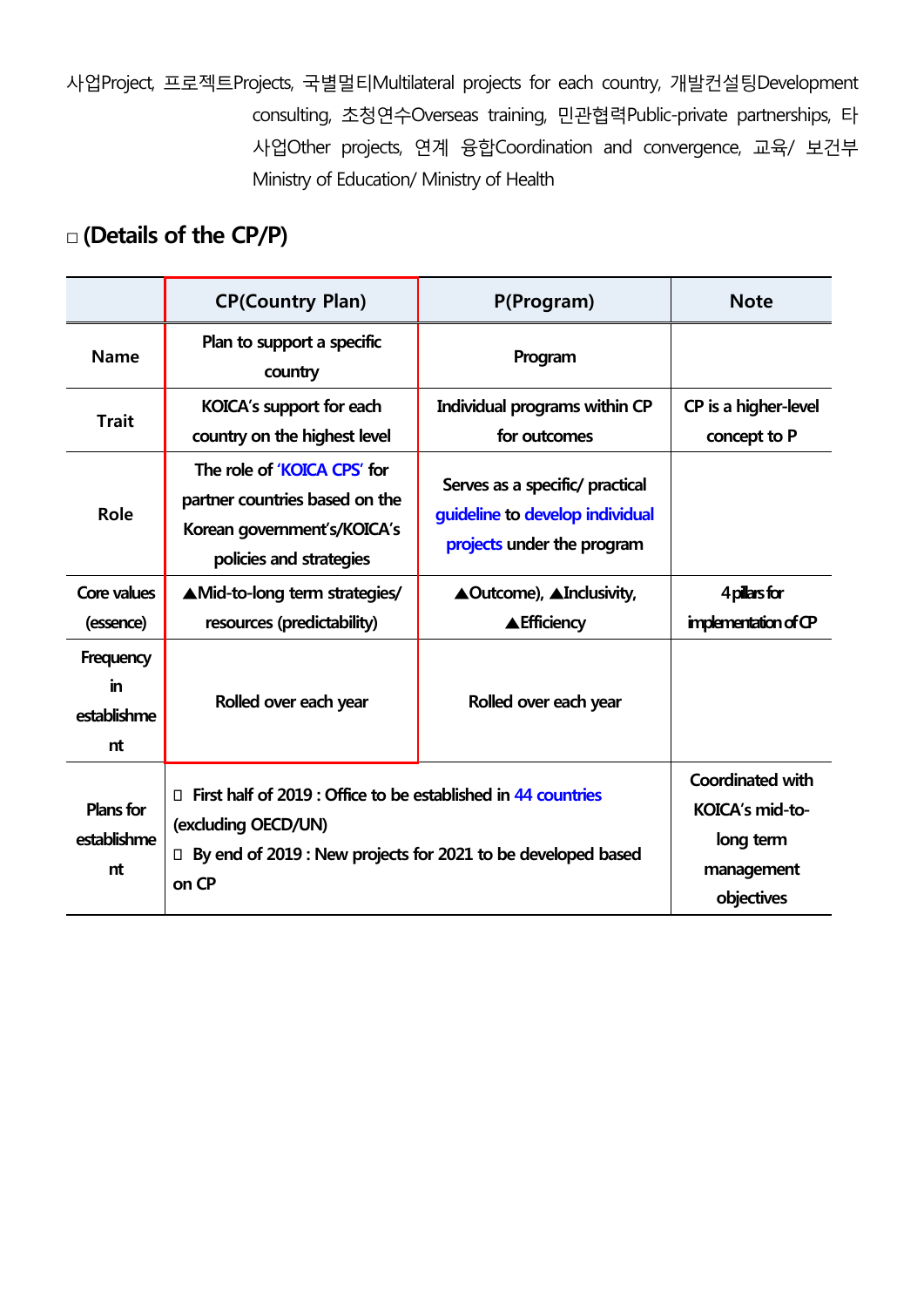사업Project, 프로젝트Projects, 국별멀티Multilateral projects for each country, 개발컨설팅Development consulting, 초청연수Overseas training, 민관협력Public-private partnerships, 타 사업Other projects, 연계 융합Coordination and convergence, 교육/ 보건부 Ministry of Education/ Ministry of Health

□ **(Details of the CP/P)**

| | CP(Country Plan) | P(Program) | Note |
|---|---|---|---|
| Name | Plan to support a specific country | Program | |
| Trait | KOICA's support for each country on the highest level | Individual programs within CP for outcomes | CP is a higher-level concept to P |
| Role | The role of 'KOICA CPS' for partner countries based on the Korean government's/KOICA's policies and strategies | Serves as a specific/ practical guideline to develop individual projects under the program | |
| Core values (essence) | ▲Mid-to-long term strategies/ resources (predictability) | ▲Outcome), ▲Inclusivity, ▲Efficiency | 4 pillars for implementation of CP |
| Frequency in establishment | Rolled over each year | Rolled over each year | |
| Plans for establishment | First half of 2019 : Office to be established in 44 countries (excluding OECD/UN)<br>By end of 2019 : New projects for 2021 to be developed based on CP | | Coordinated with KOICA's mid-to-long term management objectives |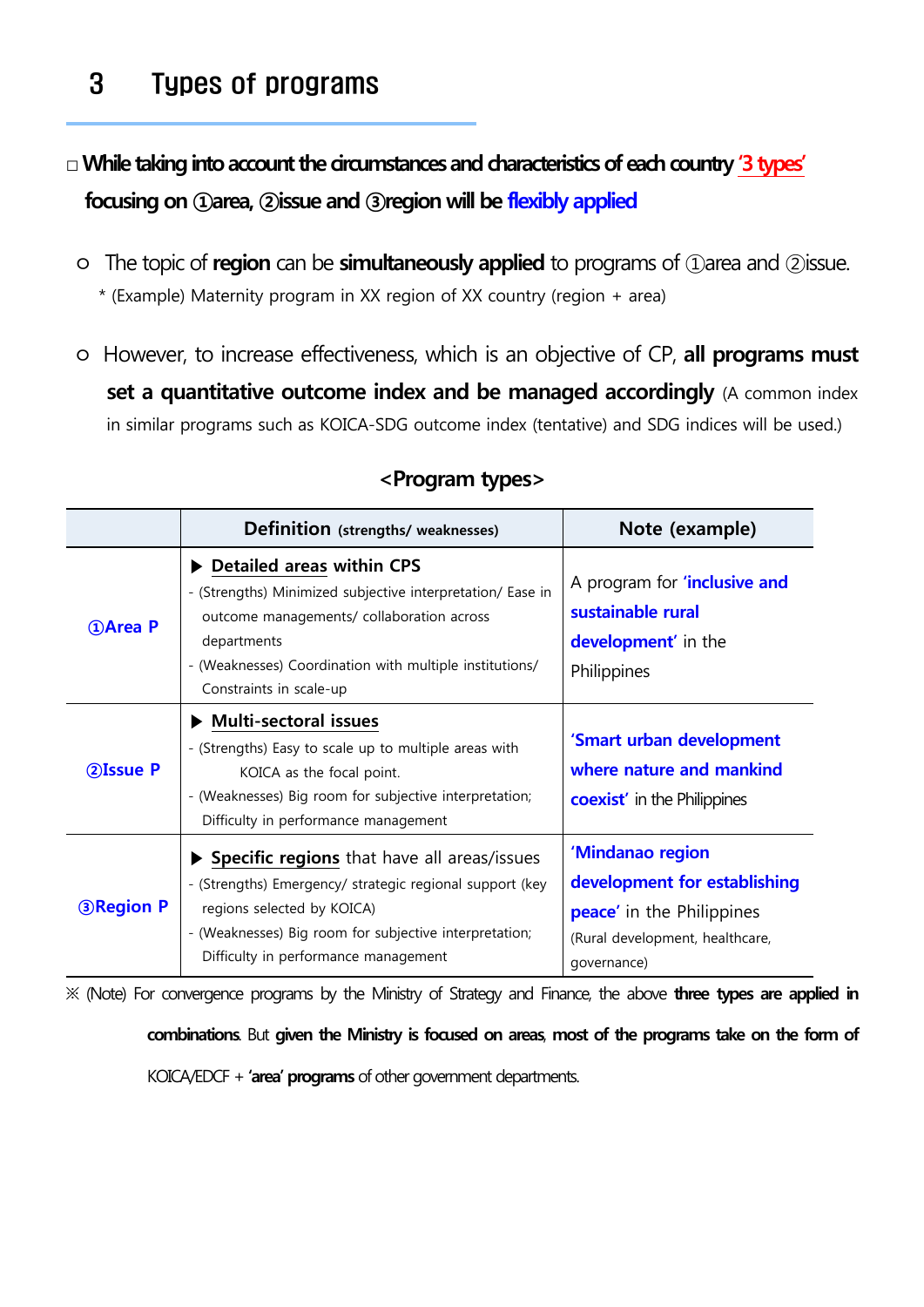## 3 Types of programs

□ **While taking into account the circumstances and characteristics of each country '3 types' focusing on ①area, ②issue and ③region will be flexibly applied**

○ The topic of **region** can be **simultaneously applied** to programs of ①area and ②issue.

\* (Example) Maternity program in XX region of XX country (region + area)

○ However, to increase effectiveness, which is an objective of CP, **all programs must set a quantitative outcome index and be managed accordingly** (A common index in similar programs such as KOICA-SDG outcome index (tentative) and SDG indices will be used.)

**<Program types>**

| | Definition (strengths/ weaknesses) | Note (example) |
|---|---|---|
| **①Area P** | ▶ **Detailed areas within CPS**<br>- (Strengths) Minimized subjective interpretation/ Ease in outcome managements/ collaboration across departments<br>- (Weaknesses) Coordination with multiple institutions/ Constraints in scale-up | A program for **'inclusive and sustainable rural development'** in the Philippines |
| **②Issue P** | ▶ **Multi-sectoral issues**<br>- (Strengths) Easy to scale up to multiple areas with KOICA as the focal point.<br>- (Weaknesses) Big room for subjective interpretation; Difficulty in performance management | **'Smart urban development where nature and mankind coexist'** in the Philippines |
| **③Region P** | ▶ **Specific regions** that have all areas/issues<br>- (Strengths) Emergency/ strategic regional support (key regions selected by KOICA)<br>- (Weaknesses) Big room for subjective interpretation; Difficulty in performance management | **'Mindanao region development for establishing peace'** in the Philippines<br>(Rural development, healthcare, governance) |

※ (Note) For convergence programs by the Ministry of Strategy and Finance, the above **three types are applied in combinations**. But **given the Ministry is focused on areas, most of the programs take on the form of** KOICA/EDCF + **'area' programs** of other government departments.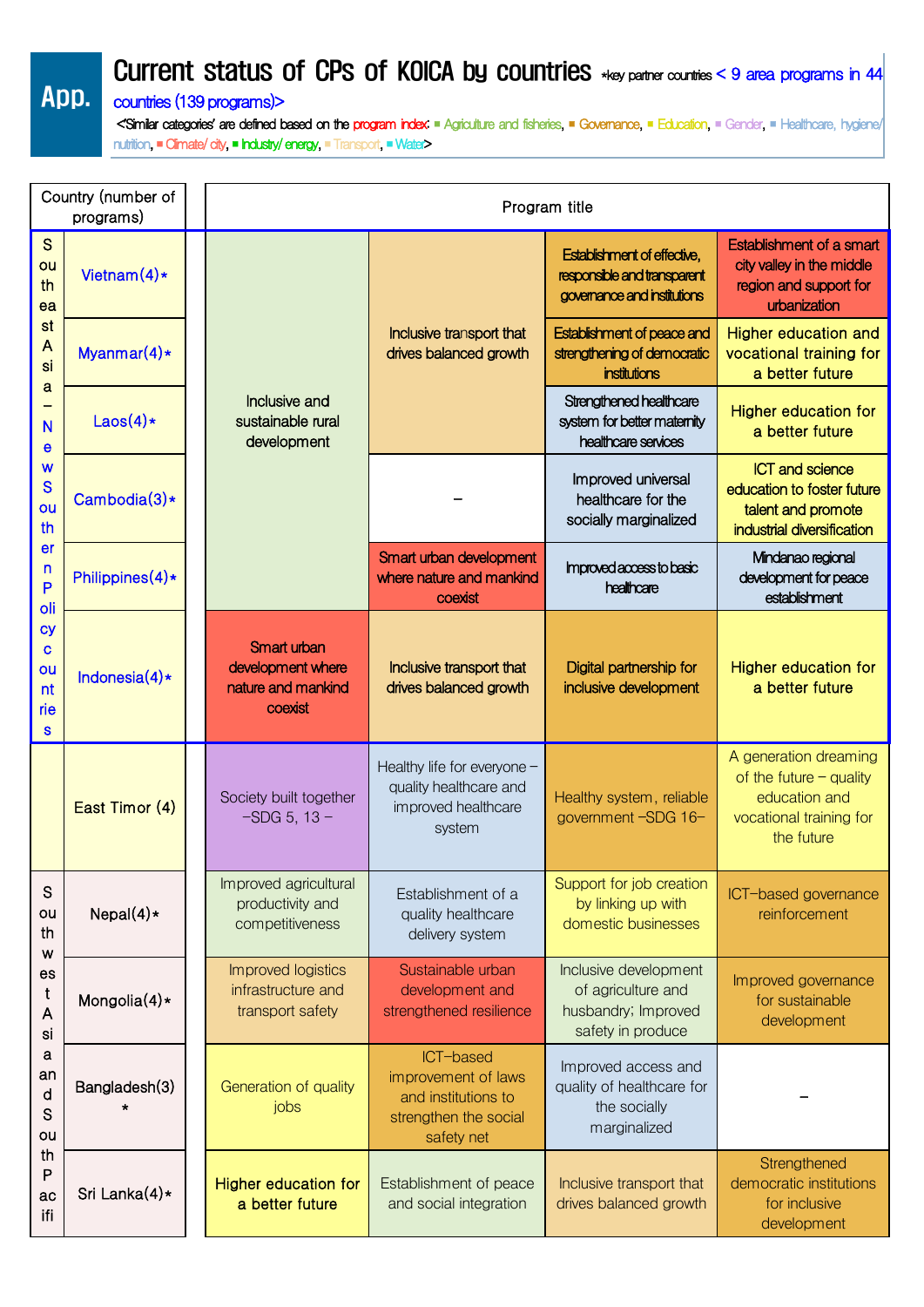# App. Current status of CPs of KOICA by countries

*key partner countries < 9 area programs in 44 countries (139 programs)>

<'Similar categories' are defined based on the program index: ■ Agriculture and fisheries, ■ Governance, ■ Education, ■ Gender, ■ Healthcare, hygiene/nutrition, ■ Climate/ city, ■ Industry/ energy, ■ Transport, ■ Water>

| Region | Country (number of programs) | Program title | | | |
|---|---|---|---|---|---|
| Southeast Asia – New Southern Policy countries | Vietnam(4)* | Inclusive and sustainable rural development | Inclusive transport that drives balanced growth | Establishment of effective, responsible and transparent governance and institutions | Establishment of a smart city valley in the middle region and support for urbanization |
| | Myanmar(4)* | Inclusive and sustainable rural development | Inclusive transport that drives balanced growth | Establishment of peace and strengthening of democratic institutions | Higher education and vocational training for a better future |
| | Laos(4)* | Inclusive and sustainable rural development | Inclusive transport that drives balanced growth | Strengthened healthcare system for better maternity healthcare services | Higher education for a better future |
| | Cambodia(3)* | Inclusive and sustainable rural development | – | Improved universal healthcare for the socially marginalized | ICT and science education to foster future talent and promote industrial diversification |
| | Philippines(4)* | Inclusive and sustainable rural development | Smart urban development where nature and mankind coexist | Improved access to basic healthcare | Mindanao regional development for peace establishment |
| | Indonesia(4)* | Smart urban development where nature and mankind coexist | Inclusive transport that drives balanced growth | Digital partnership for inclusive development | Higher education for a better future |
| | East Timor (4) | Society built together –SDG 5, 13 – | Healthy life for everyone – quality healthcare and improved healthcare system | Healthy system, reliable government –SDG 16– | A generation dreaming of the future – quality education and vocational training for the future |
| Southwest Asia and South Pacific | Nepal(4)* | Improved agricultural productivity and competitiveness | Establishment of a quality healthcare delivery system | Support for job creation by linking up with domestic businesses | ICT-based governance reinforcement |
| | Mongolia(4)* | Improved logistics infrastructure and transport safety | Sustainable urban development and strengthened resilience | Inclusive development of agriculture and husbandry; Improved safety in produce | Improved governance for sustainable development |
| | Bangladesh(3)* | Generation of quality jobs | ICT-based improvement of laws and institutions to strengthen the social safety net | Improved access and quality of healthcare for the socially marginalized | – |
| | Sri Lanka(4)* | Higher education for a better future | Establishment of peace and social integration | Inclusive transport that drives balanced growth | Strengthened democratic institutions for inclusive development |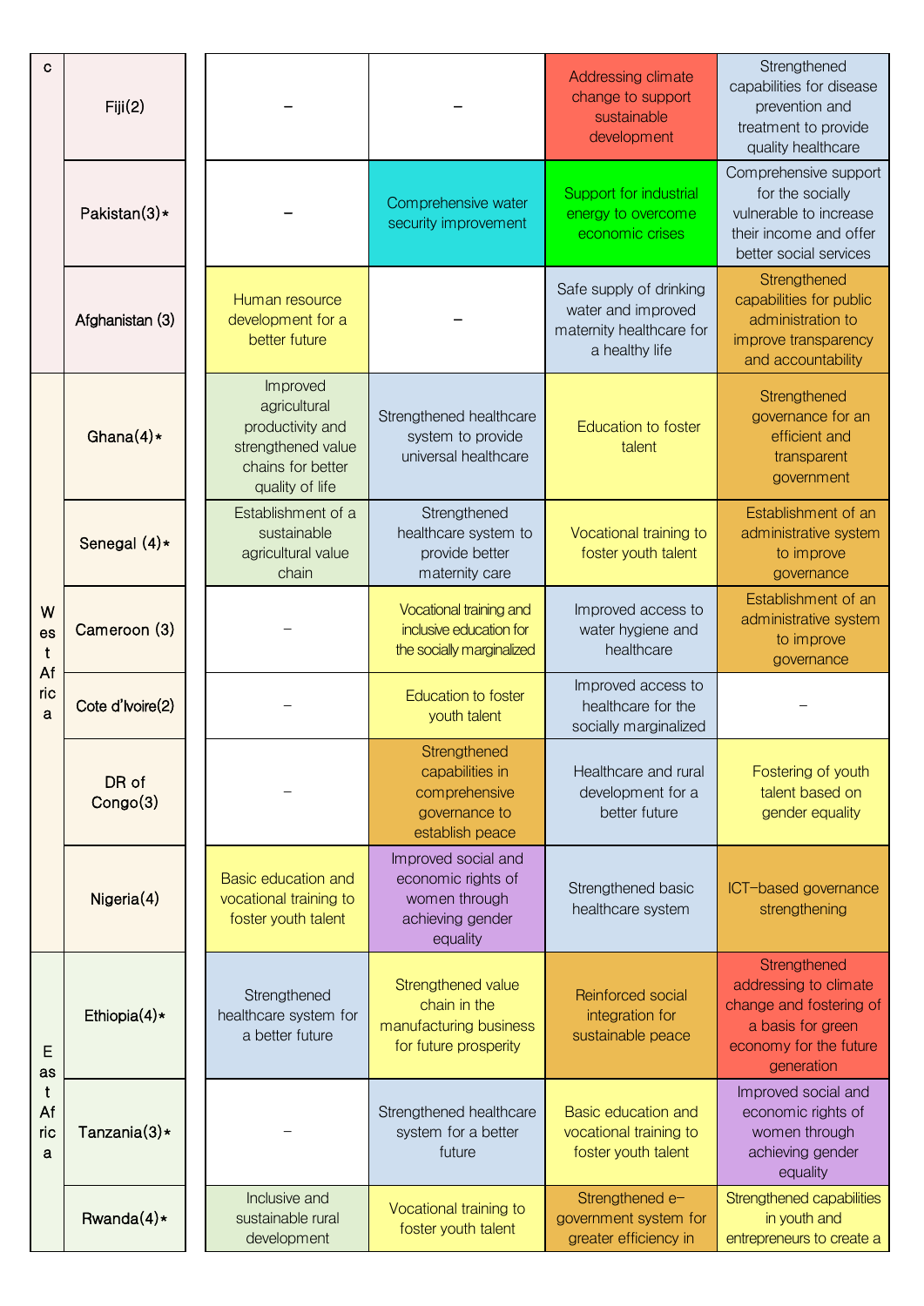| | | | | | |
|---|---|---|---|---|---|
| c | Fiji(2) | – | – | Addressing climate change to support sustainable development | Strengthened capabilities for disease prevention and treatment to provide quality healthcare |
| | Pakistan(3)* | – | Comprehensive water security improvement | Support for industrial energy to overcome economic crises | Comprehensive support for the socially vulnerable to increase their income and offer better social services |
| | Afghanistan (3) | Human resource development for a better future | – | Safe supply of drinking water and improved maternity healthcare for a healthy life | Strengthened capabilities for public administration to improve transparency and accountability |
| West Africa | Ghana(4)* | Improved agricultural productivity and strengthened value chains for better quality of life | Strengthened healthcare system to provide universal healthcare | Education to foster talent | Strengthened governance for an efficient and transparent government |
| | Senegal (4)* | Establishment of a sustainable agricultural value chain | Strengthened healthcare system to provide better maternity care | Vocational training to foster youth talent | Establishment of an administrative system to improve governance |
| | Cameroon (3) | – | Vocational training and inclusive education for the socially marginalized | Improved access to water hygiene and healthcare | Establishment of an administrative system to improve governance |
| | Cote d'Ivoire(2) | – | Education to foster youth talent | Improved access to healthcare for the socially marginalized | – |
| | DR of Congo(3) | – | Strengthened capabilities in comprehensive governance to establish peace | Healthcare and rural development for a better future | Fostering of youth talent based on gender equality |
| | Nigeria(4) | Basic education and vocational training to foster youth talent | Improved social and economic rights of women through achieving gender equality | Strengthened basic healthcare system | ICT–based governance strengthening |
| East Africa | Ethiopia(4)* | Strengthened healthcare system for a better future | Strengthened value chain in the manufacturing business for future prosperity | Reinforced social integration for sustainable peace | Strengthened addressing to climate change and fostering of a basis for green economy for the future generation |
| | Tanzania(3)* | – | Strengthened healthcare system for a better future | Basic education and vocational training to foster youth talent | Improved social and economic rights of women through achieving gender equality |
| | Rwanda(4)* | Inclusive and sustainable rural development | Vocational training to foster youth talent | Strengthened e–government system for greater efficiency in | Strengthened capabilities in youth and entrepreneurs to create a |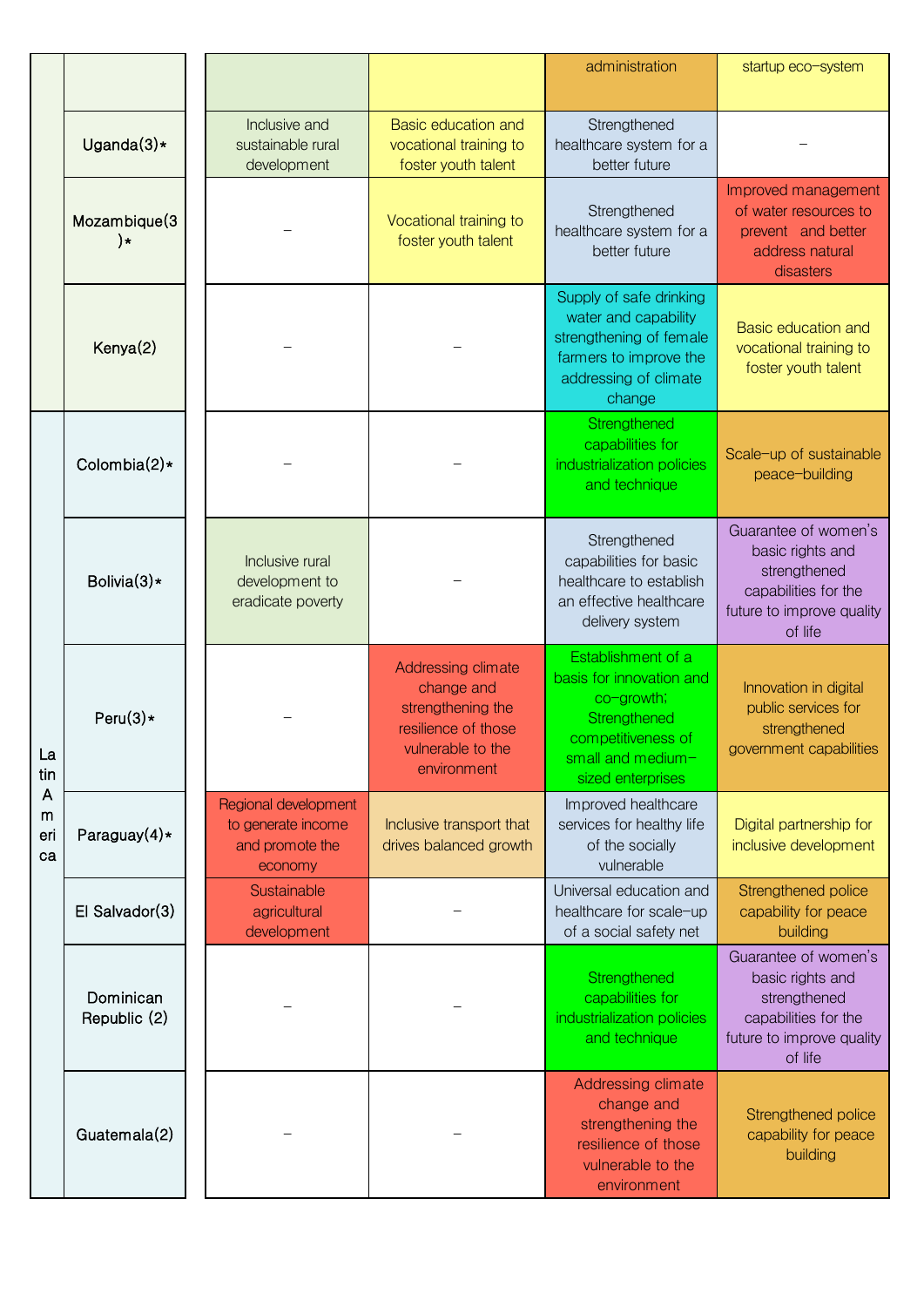| | | | | | |
|---|---|---|---|---|---|
| | | | | administration | startup eco-system |
| | Uganda(3)* | Inclusive and sustainable rural development | Basic education and vocational training to foster youth talent | Strengthened healthcare system for a better future | - |
| | Mozambique(3)* | - | Vocational training to foster youth talent | Strengthened healthcare system for a better future | Improved management of water resources to prevent and better address natural disasters |
| | Kenya(2) | - | - | Supply of safe drinking water and capability strengthening of female farmers to improve the addressing of climate change | Basic education and vocational training to foster youth talent |
| Latin America | Colombia(2)* | - | - | Strengthened capabilities for industrialization policies and technique | Scale-up of sustainable peace-building |
| | Bolivia(3)* | Inclusive rural development to eradicate poverty | - | Strengthened capabilities for basic healthcare to establish an effective healthcare delivery system | Guarantee of women's basic rights and strengthened capabilities for the future to improve quality of life |
| | Peru(3)* | - | Addressing climate change and strengthening the resilience of those vulnerable to the environment | Establishment of a basis for innovation and co-growth; Strengthened competitiveness of small and medium-sized enterprises | Innovation in digital public services for strengthened government capabilities |
| | Paraguay(4)* | Regional development to generate income and promote the economy | Inclusive transport that drives balanced growth | Improved healthcare services for healthy life of the socially vulnerable | Digital partnership for inclusive development |
| | El Salvador(3) | Sustainable agricultural development | - | Universal education and healthcare for scale-up of a social safety net | Strengthened police capability for peace building |
| | Dominican Republic (2) | - | - | Strengthened capabilities for industrialization policies and technique | Guarantee of women's basic rights and strengthened capabilities for the future to improve quality of life |
| | Guatemala(2) | - | - | Addressing climate change and strengthening the resilience of those vulnerable to the environment | Strengthened police capability for peace building |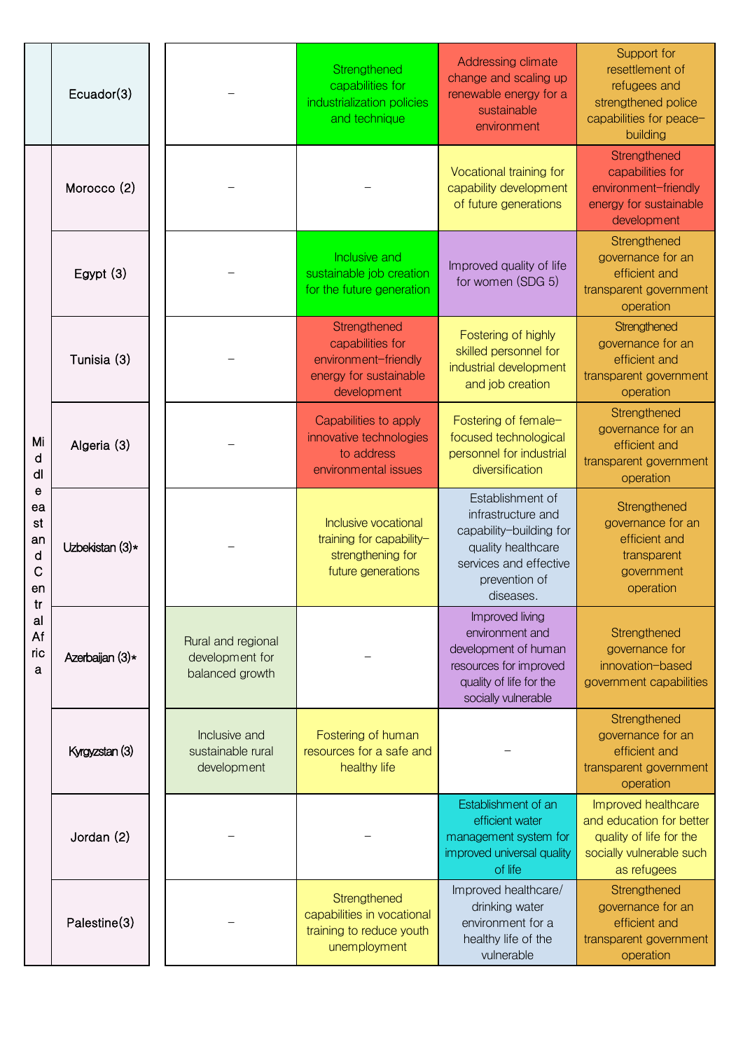|  |  |  |  |  |  |
|---|---|---|---|---|---|
|  | Ecuador(3) | – | Strengthened capabilities for industrialization policies and technique | Addressing climate change and scaling up renewable energy for a sustainable environment | Support for resettlement of refugees and strengthened police capabilities for peace-building |
| Middle east and Central Africa | Morocco (2) | – | – | Vocational training for capability development of future generations | Strengthened capabilities for environment-friendly energy for sustainable development |
|  | Egypt (3) | – | Inclusive and sustainable job creation for the future generation | Improved quality of life for women (SDG 5) | Strengthened governance for an efficient and transparent government operation |
|  | Tunisia (3) | – | Strengthened capabilities for environment-friendly energy for sustainable development | Fostering of highly skilled personnel for industrial development and job creation | Strengthened governance for an efficient and transparent government operation |
|  | Algeria (3) | – | Capabilities to apply innovative technologies to address environmental issues | Fostering of female-focused technological personnel for industrial diversification | Strengthened governance for an efficient and transparent government operation |
|  | Uzbekistan (3)* | – | Inclusive vocational training for capability-strengthening for future generations | Establishment of infrastructure and capability-building for quality healthcare services and effective prevention of diseases. | Strengthened governance for an efficient and transparent government operation |
|  | Azerbaijan (3)* | Rural and regional development for balanced growth | – | Improved living environment and development of human resources for improved quality of life for the socially vulnerable | Strengthened governance for innovation-based government capabilities |
|  | Kyrgyzstan (3) | Inclusive and sustainable rural development | Fostering of human resources for a safe and healthy life | – | Strengthened governance for an efficient and transparent government operation |
|  | Jordan (2) | – | – | Establishment of an efficient water management system for improved universal quality of life | Improved healthcare and education for better quality of life for the socially vulnerable such as refugees |
|  | Palestine(3) | – | Strengthened capabilities in vocational training to reduce youth unemployment | Improved healthcare/drinking water environment for a healthy life of the vulnerable | Strengthened governance for an efficient and transparent government operation |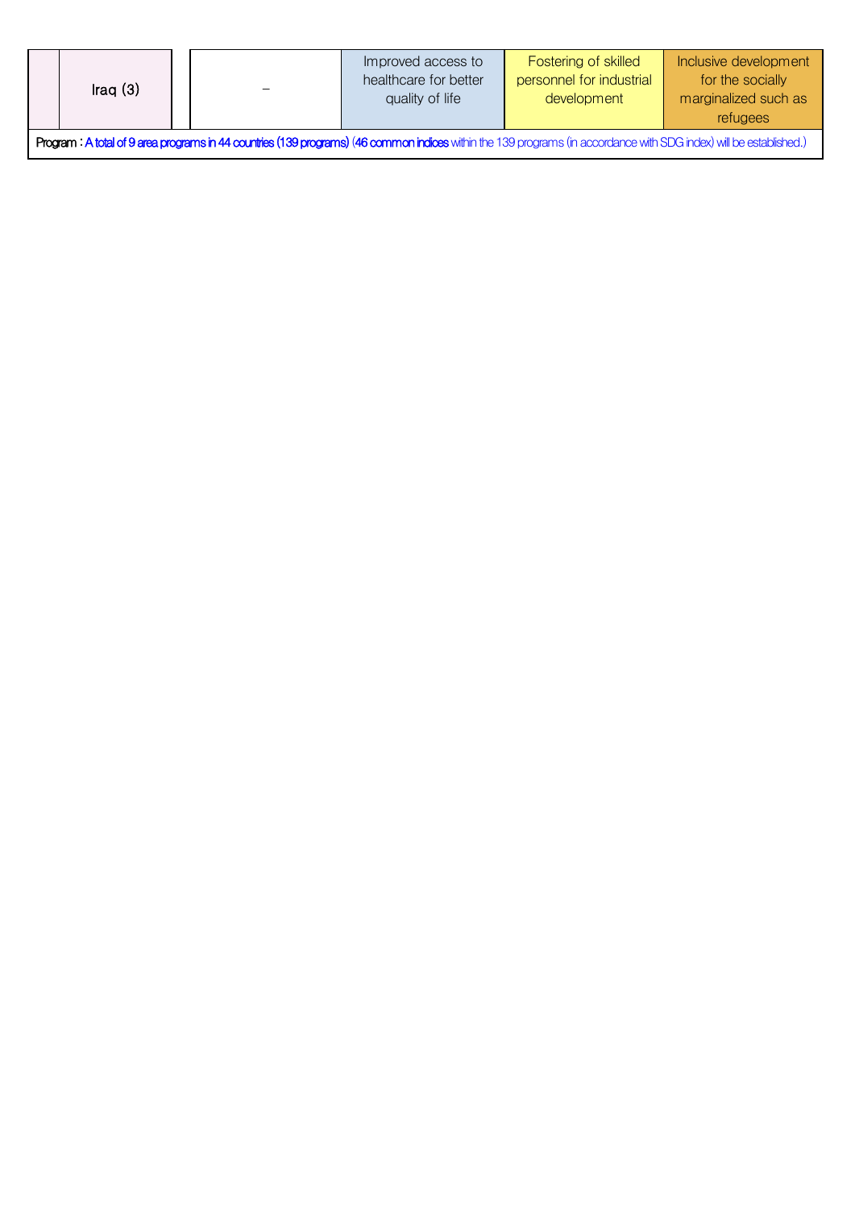|  | Iraq (3) |  | – | Improved access to healthcare for better quality of life | Fostering of skilled personnel for industrial development | Inclusive development for the socially marginalized such as refugees |
|---|---|---|---|---|---|---|
| Program : **A total of 9 area programs in 44 countries (139 programs)** (**46 common indices** within the 139 programs (in accordance with SDG index) will be established.) | | | | | | |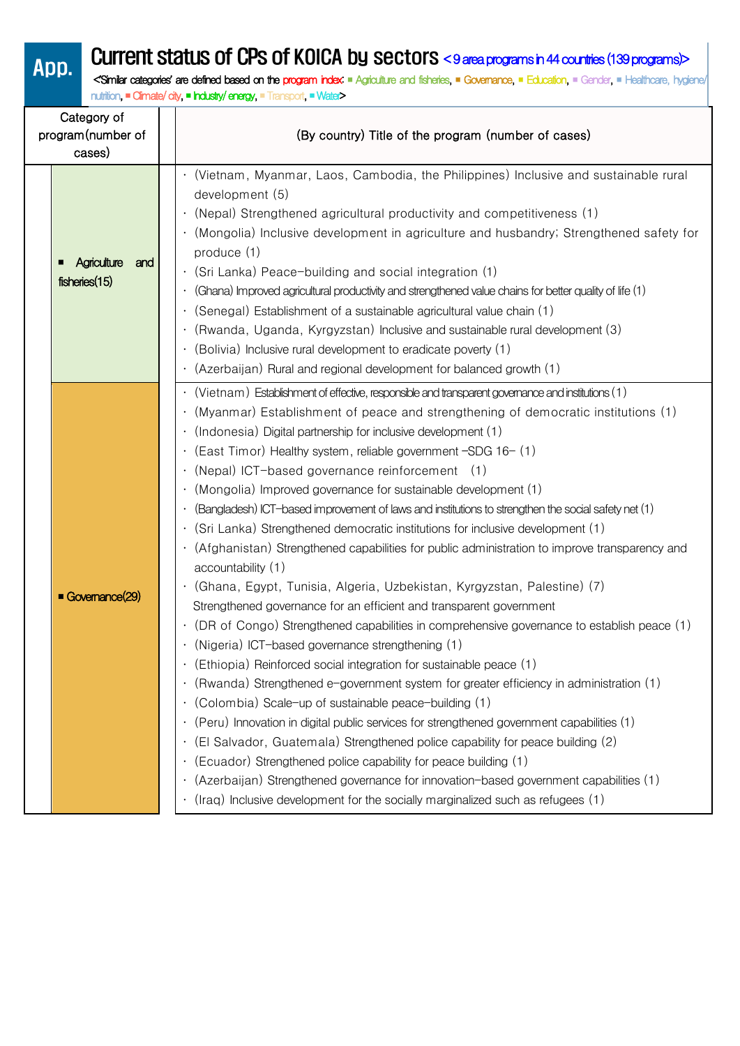# App. Current status of CPs of KOICA by sectors <9 area programs in 44 countries (139 programs)>

<'Similar categories' are defined based on the program index: ■ Agriculture and fisheries, ■ Governance, ■ Education, ■ Gender, ■ Healthcare, hygiene/nutrition, ■ Climate/ city, ■ Industry/ energy, ■ Transport, ■ Water>

| Category of program(number of cases) | (By country) Title of the program (number of cases) |
|---|---|
| ■ Agriculture and fisheries(15) | · (Vietnam, Myanmar, Laos, Cambodia, the Philippines) Inclusive and sustainable rural development (5)<br>· (Nepal) Strengthened agricultural productivity and competitiveness (1)<br>· (Mongolia) Inclusive development in agriculture and husbandry; Strengthened safety for produce (1)<br>· (Sri Lanka) Peace-building and social integration (1)<br>· (Ghana) Improved agricultural productivity and strengthened value chains for better quality of life (1)<br>· (Senegal) Establishment of a sustainable agricultural value chain (1)<br>· (Rwanda, Uganda, Kyrgyzstan) Inclusive and sustainable rural development (3)<br>· (Bolivia) Inclusive rural development to eradicate poverty (1)<br>· (Azerbaijan) Rural and regional development for balanced growth (1) |
| ■ Governance(29) | · (Vietnam) Establishment of effective, responsible and transparent governance and institutions (1)<br>· (Myanmar) Establishment of peace and strengthening of democratic institutions (1)<br>· (Indonesia) Digital partnership for inclusive development (1)<br>· (East Timor) Healthy system, reliable government -SDG 16- (1)<br>· (Nepal) ICT-based governance reinforcement (1)<br>· (Mongolia) Improved governance for sustainable development (1)<br>· (Bangladesh) ICT-based improvement of laws and institutions to strengthen the social safety net (1)<br>· (Sri Lanka) Strengthened democratic institutions for inclusive development (1)<br>· (Afghanistan) Strengthened capabilities for public administration to improve transparency and accountability (1)<br>· (Ghana, Egypt, Tunisia, Algeria, Uzbekistan, Kyrgyzstan, Palestine) (7) Strengthened governance for an efficient and transparent government<br>· (DR of Congo) Strengthened capabilities in comprehensive governance to establish peace (1)<br>· (Nigeria) ICT-based governance strengthening (1)<br>· (Ethiopia) Reinforced social integration for sustainable peace (1)<br>· (Rwanda) Strengthened e-government system for greater efficiency in administration (1)<br>· (Colombia) Scale-up of sustainable peace-building (1)<br>· (Peru) Innovation in digital public services for strengthened government capabilities (1)<br>· (El Salvador, Guatemala) Strengthened police capability for peace building (2)<br>· (Ecuador) Strengthened police capability for peace building (1)<br>· (Azerbaijan) Strengthened governance for innovation-based government capabilities (1)<br>· (Iraq) Inclusive development for the socially marginalized such as refugees (1) |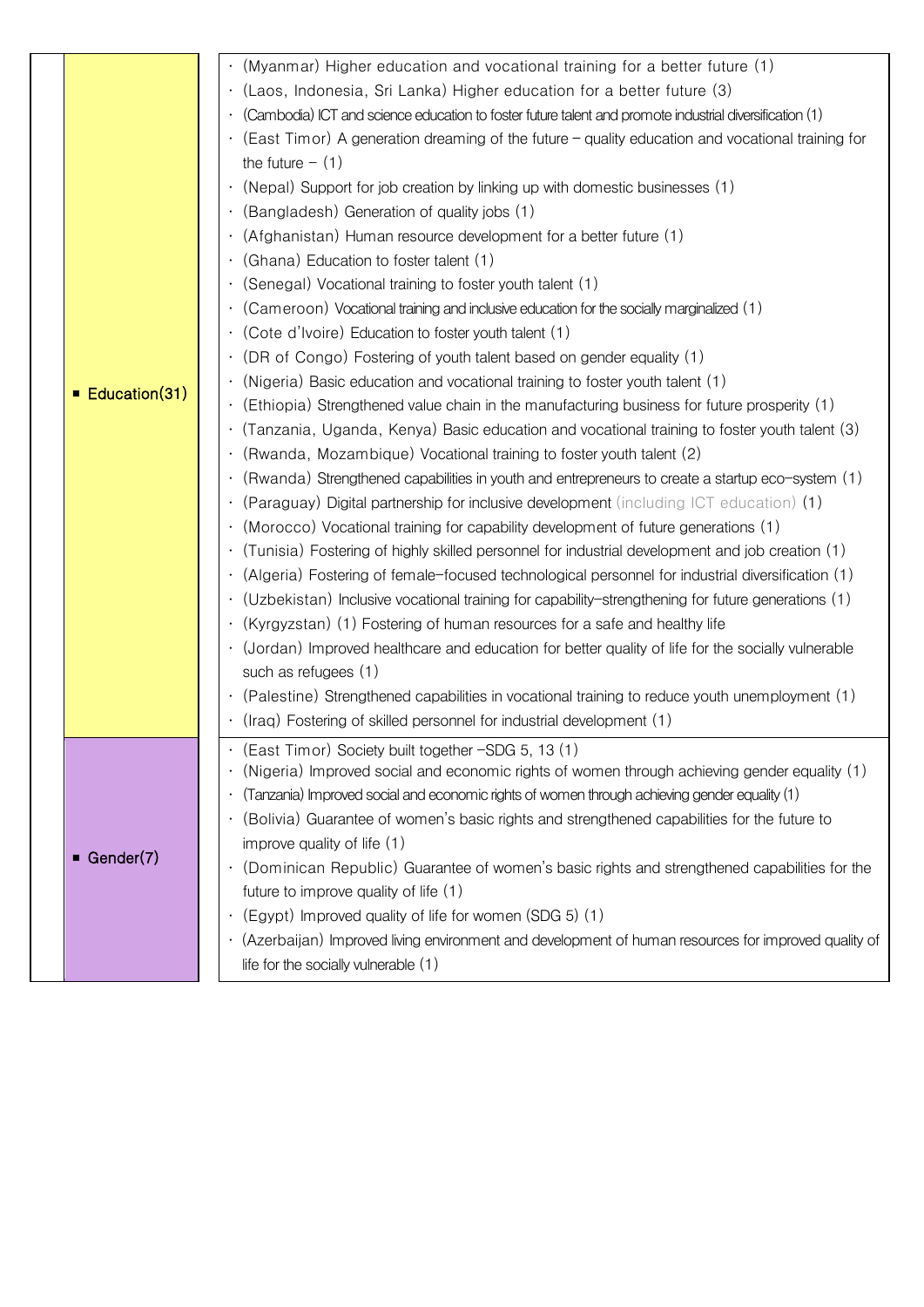| | | |
|---|---|---|
| | ■ Education(31) | · (Myanmar) Higher education and vocational training for a better future (1)<br>· (Laos, Indonesia, Sri Lanka) Higher education for a better future (3)<br>· (Cambodia) ICT and science education to foster future talent and promote industrial diversification (1)<br>· (East Timor) A generation dreaming of the future – quality education and vocational training for the future – (1)<br>· (Nepal) Support for job creation by linking up with domestic businesses (1)<br>· (Bangladesh) Generation of quality jobs (1)<br>· (Afghanistan) Human resource development for a better future (1)<br>· (Ghana) Education to foster talent (1)<br>· (Senegal) Vocational training to foster youth talent (1)<br>· (Cameroon) Vocational training and inclusive education for the socially marginalized (1)<br>· (Cote d'Ivoire) Education to foster youth talent (1)<br>· (DR of Congo) Fostering of youth talent based on gender equality (1)<br>· (Nigeria) Basic education and vocational training to foster youth talent (1)<br>· (Ethiopia) Strengthened value chain in the manufacturing business for future prosperity (1)<br>· (Tanzania, Uganda, Kenya) Basic education and vocational training to foster youth talent (3)<br>· (Rwanda, Mozambique) Vocational training to foster youth talent (2)<br>· (Rwanda) Strengthened capabilities in youth and entrepreneurs to create a startup eco-system (1)<br>· (Paraguay) Digital partnership for inclusive development (including ICT education) (1)<br>· (Morocco) Vocational training for capability development of future generations (1)<br>· (Tunisia) Fostering of highly skilled personnel for industrial development and job creation (1)<br>· (Algeria) Fostering of female-focused technological personnel for industrial diversification (1)<br>· (Uzbekistan) Inclusive vocational training for capability-strengthening for future generations (1)<br>· (Kyrgyzstan) (1) Fostering of human resources for a safe and healthy life<br>· (Jordan) Improved healthcare and education for better quality of life for the socially vulnerable such as refugees (1)<br>· (Palestine) Strengthened capabilities in vocational training to reduce youth unemployment (1)<br>· (Iraq) Fostering of skilled personnel for industrial development (1) |
| | ■ Gender(7) | · (East Timor) Society built together -SDG 5, 13 (1)<br>· (Nigeria) Improved social and economic rights of women through achieving gender equality (1)<br>· (Tanzania) Improved social and economic rights of women through achieving gender equality (1)<br>· (Bolivia) Guarantee of women's basic rights and strengthened capabilities for the future to improve quality of life (1)<br>· (Dominican Republic) Guarantee of women's basic rights and strengthened capabilities for the future to improve quality of life (1)<br>· (Egypt) Improved quality of life for women (SDG 5) (1)<br>· (Azerbaijan) Improved living environment and development of human resources for improved quality of life for the socially vulnerable (1) |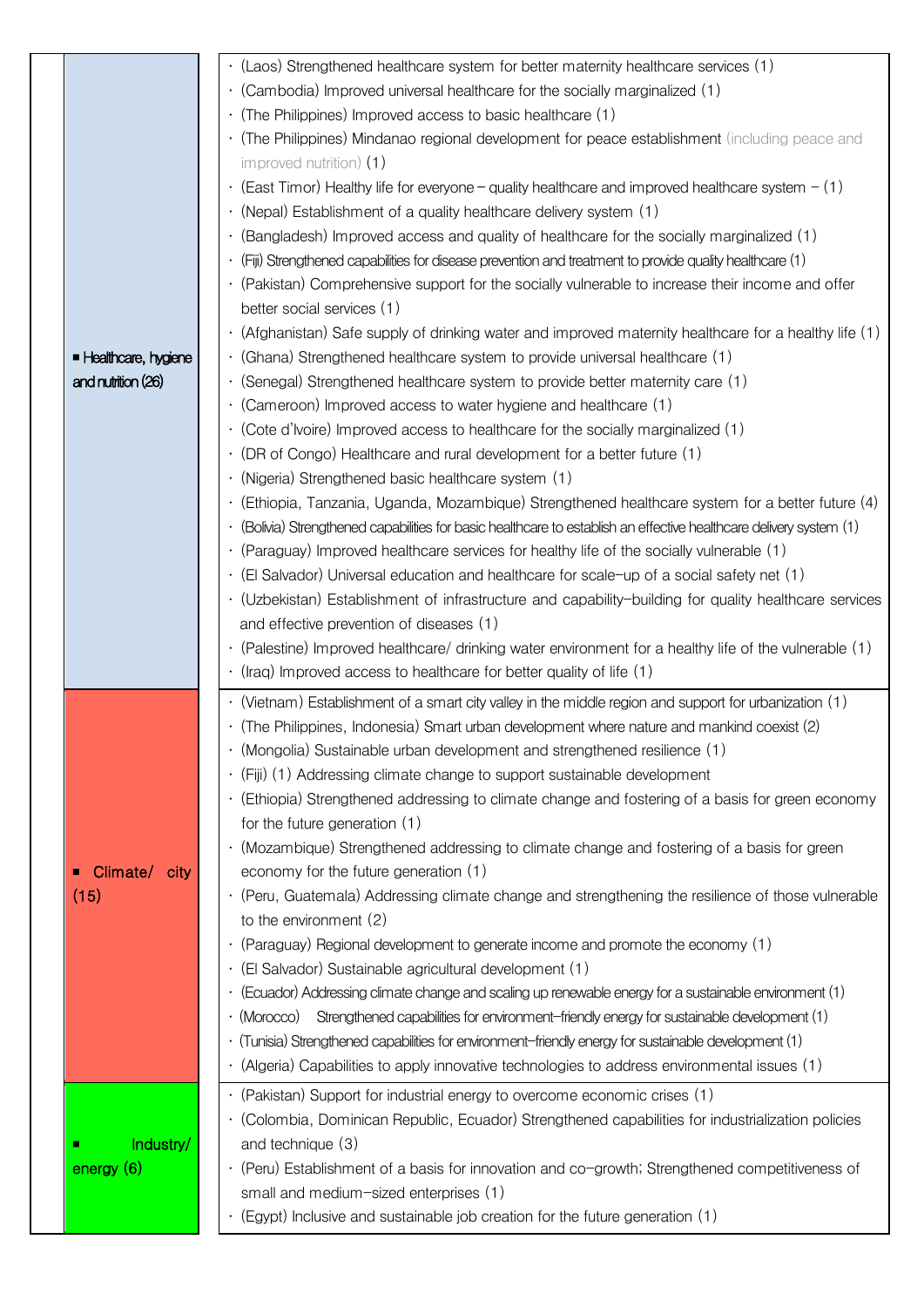| | | |
|---|---|---|
| | ▪ Healthcare, hygiene and nutrition (26) | · (Laos) Strengthened healthcare system for better maternity healthcare services (1)<br>· (Cambodia) Improved universal healthcare for the socially marginalized (1)<br>· (The Philippines) Improved access to basic healthcare (1)<br>· (The Philippines) Mindanao regional development for peace establishment (including peace and improved nutrition) (1)<br>· (East Timor) Healthy life for everyone – quality healthcare and improved healthcare system – (1)<br>· (Nepal) Establishment of a quality healthcare delivery system (1)<br>· (Bangladesh) Improved access and quality of healthcare for the socially marginalized (1)<br>· (Fiji) Strengthened capabilities for disease prevention and treatment to provide quality healthcare (1)<br>· (Pakistan) Comprehensive support for the socially vulnerable to increase their income and offer better social services (1)<br>· (Afghanistan) Safe supply of drinking water and improved maternity healthcare for a healthy life (1)<br>· (Ghana) Strengthened healthcare system to provide universal healthcare (1)<br>· (Senegal) Strengthened healthcare system to provide better maternity care (1)<br>· (Cameroon) Improved access to water hygiene and healthcare (1)<br>· (Cote d'Ivoire) Improved access to healthcare for the socially marginalized (1)<br>· (DR of Congo) Healthcare and rural development for a better future (1)<br>· (Nigeria) Strengthened basic healthcare system (1)<br>· (Ethiopia, Tanzania, Uganda, Mozambique) Strengthened healthcare system for a better future (4)<br>· (Bolivia) Strengthened capabilities for basic healthcare to establish an effective healthcare delivery system (1)<br>· (Paraguay) Improved healthcare services for healthy life of the socially vulnerable (1)<br>· (El Salvador) Universal education and healthcare for scale-up of a social safety net (1)<br>· (Uzbekistan) Establishment of infrastructure and capability-building for quality healthcare services and effective prevention of diseases (1)<br>· (Palestine) Improved healthcare/ drinking water environment for a healthy life of the vulnerable (1)<br>· (Iraq) Improved access to healthcare for better quality of life (1) |
| | ▪ Climate/ city (15) | · (Vietnam) Establishment of a smart city valley in the middle region and support for urbanization (1)<br>· (The Philippines, Indonesia) Smart urban development where nature and mankind coexist (2)<br>· (Mongolia) Sustainable urban development and strengthened resilience (1)<br>· (Fiji) (1) Addressing climate change to support sustainable development<br>· (Ethiopia) Strengthened addressing to climate change and fostering of a basis for green economy for the future generation (1)<br>· (Mozambique) Strengthened addressing to climate change and fostering of a basis for green economy for the future generation (1)<br>· (Peru, Guatemala) Addressing climate change and strengthening the resilience of those vulnerable to the environment (2)<br>· (Paraguay) Regional development to generate income and promote the economy (1)<br>· (El Salvador) Sustainable agricultural development (1)<br>· (Ecuador) Addressing climate change and scaling up renewable energy for a sustainable environment (1)<br>· (Morocco) Strengthened capabilities for environment-friendly energy for sustainable development (1)<br>· (Tunisia) Strengthened capabilities for environment-friendly energy for sustainable development (1)<br>· (Algeria) Capabilities to apply innovative technologies to address environmental issues (1) |
| | ▪ Industry/ energy (6) | · (Pakistan) Support for industrial energy to overcome economic crises (1)<br>· (Colombia, Dominican Republic, Ecuador) Strengthened capabilities for industrialization policies and technique (3)<br>· (Peru) Establishment of a basis for innovation and co-growth; Strengthened competitiveness of small and medium-sized enterprises (1)<br>· (Egypt) Inclusive and sustainable job creation for the future generation (1) |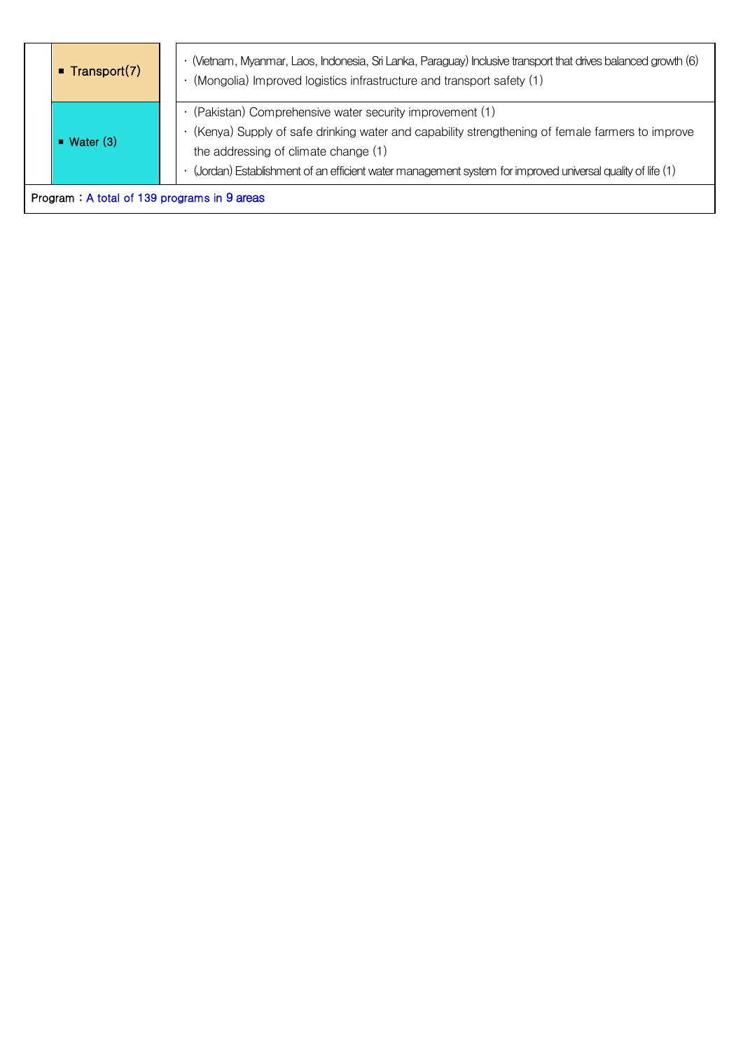| | | |
|---|---|---|
| | ▪ Transport(7) | · (Vietnam, Myanmar, Laos, Indonesia, Sri Lanka, Paraguay) Inclusive transport that drives balanced growth (6)<br>· (Mongolia) Improved logistics infrastructure and transport safety (1) |
| | ▪ Water (3) | · (Pakistan) Comprehensive water security improvement (1)<br>· (Kenya) Supply of safe drinking water and capability strengthening of female farmers to improve the addressing of climate change (1)<br>· (Jordan) Establishment of an efficient water management system for improved universal quality of life (1) |
| Program : A total of 139 programs in 9 areas | | |